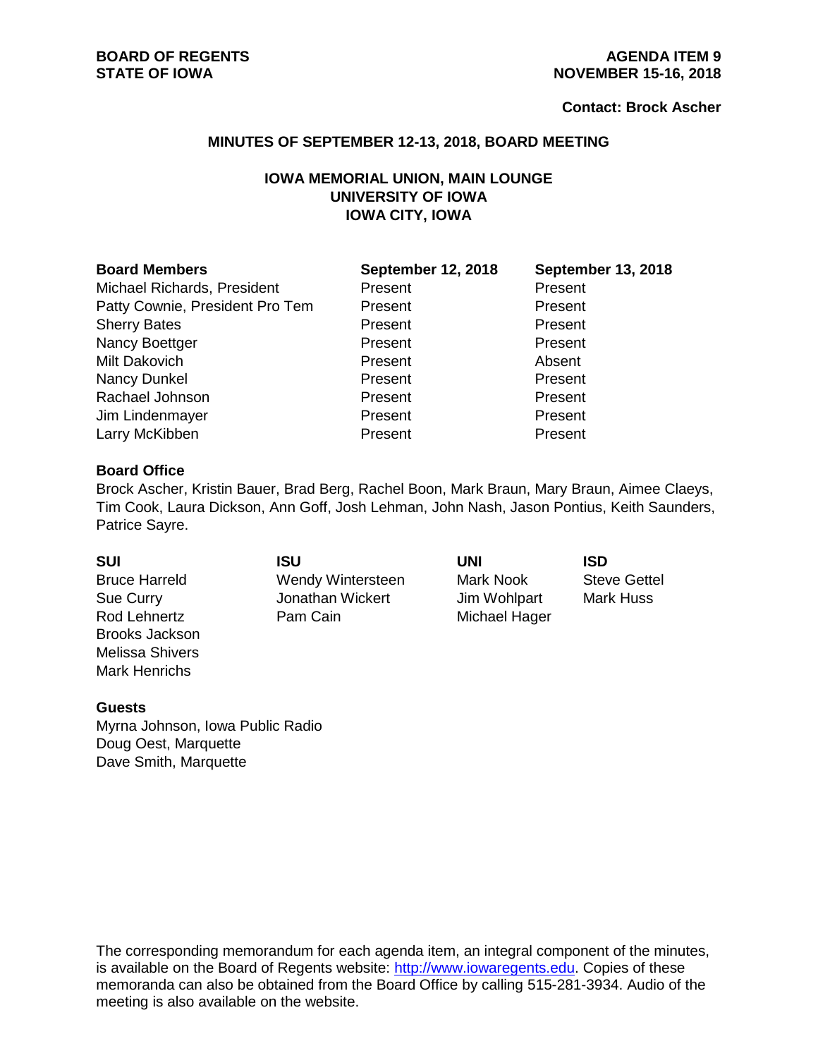**BOARD OF REGENTS**
**STATE OF IOWA**

**AGENDA ITEM 9**
**NOVEMBER 15-16, 2018**

**Contact: Brock Ascher**

## MINUTES OF SEPTEMBER 12-13, 2018, BOARD MEETING

### IOWA MEMORIAL UNION, MAIN LOUNGE
### UNIVERSITY OF IOWA
### IOWA CITY, IOWA

| Board Members | September 12, 2018 | September 13, 2018 |
| --- | --- | --- |
| Michael Richards, President | Present | Present |
| Patty Cownie, President Pro Tem | Present | Present |
| Sherry Bates | Present | Present |
| Nancy Boettger | Present | Present |
| Milt Dakovich | Present | Absent |
| Nancy Dunkel | Present | Present |
| Rachael Johnson | Present | Present |
| Jim Lindenmayer | Present | Present |
| Larry McKibben | Present | Present |

**Board Office**
Brock Ascher, Kristin Bauer, Brad Berg, Rachel Boon, Mark Braun, Mary Braun, Aimee Claeys, Tim Cook, Laura Dickson, Ann Goff, Josh Lehman, John Nash, Jason Pontius, Keith Saunders, Patrice Sayre.

| SUI | ISU | UNI | ISD |
| --- | --- | --- | --- |
| Bruce Harreld | Wendy Wintersteen | Mark Nook | Steve Gettel |
| Sue Curry | Jonathan Wickert | Jim Wohlpart | Mark Huss |
| Rod Lehnertz | Pam Cain | Michael Hager | |
| Brooks Jackson | | | |
| Melissa Shivers | | | |
| Mark Henrichs | | | |

**Guests**
Myrna Johnson, Iowa Public Radio
Doug Oest, Marquette
Dave Smith, Marquette

The corresponding memorandum for each agenda item, an integral component of the minutes, is available on the Board of Regents website: http://www.iowaregents.edu. Copies of these memoranda can also be obtained from the Board Office by calling 515-281-3934. Audio of the meeting is also available on the website.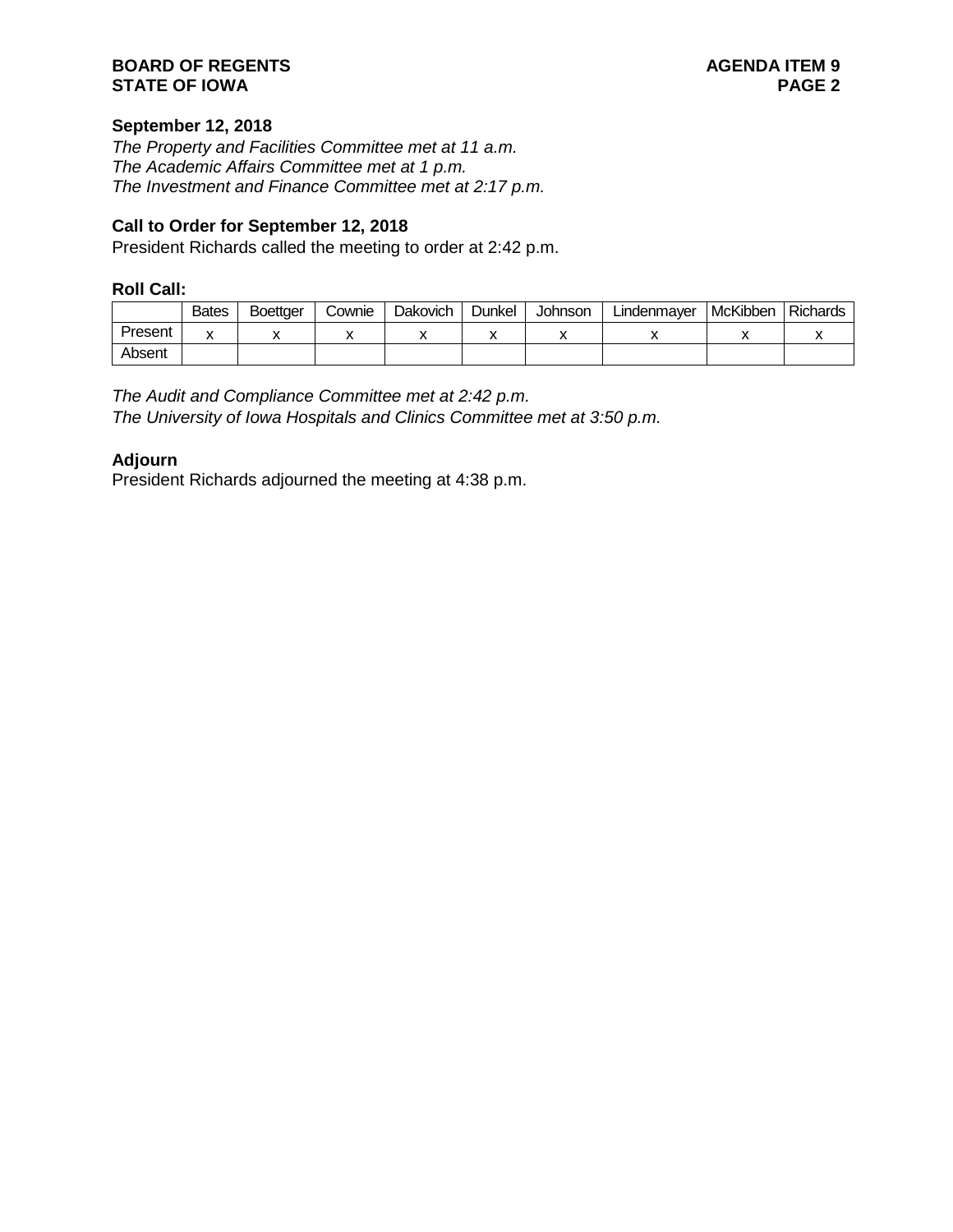**September 12, 2018**

*The Property and Facilities Committee met at 11 a.m.*
*The Academic Affairs Committee met at 1 p.m.*
*The Investment and Finance Committee met at 2:17 p.m.*

**Call to Order for September 12, 2018**

President Richards called the meeting to order at 2:42 p.m.

**Roll Call:**

| | Bates | Boettger | Cownie | Dakovich | Dunkel | Johnson | Lindenmayer | McKibben | Richards |
|---|---|---|---|---|---|---|---|---|---|
| Present | x | x | x | x | x | x | x | x | x |
| Absent | | | | | | | | | |

*The Audit and Compliance Committee met at 2:42 p.m.*
*The University of Iowa Hospitals and Clinics Committee met at 3:50 p.m.*

**Adjourn**

President Richards adjourned the meeting at 4:38 p.m.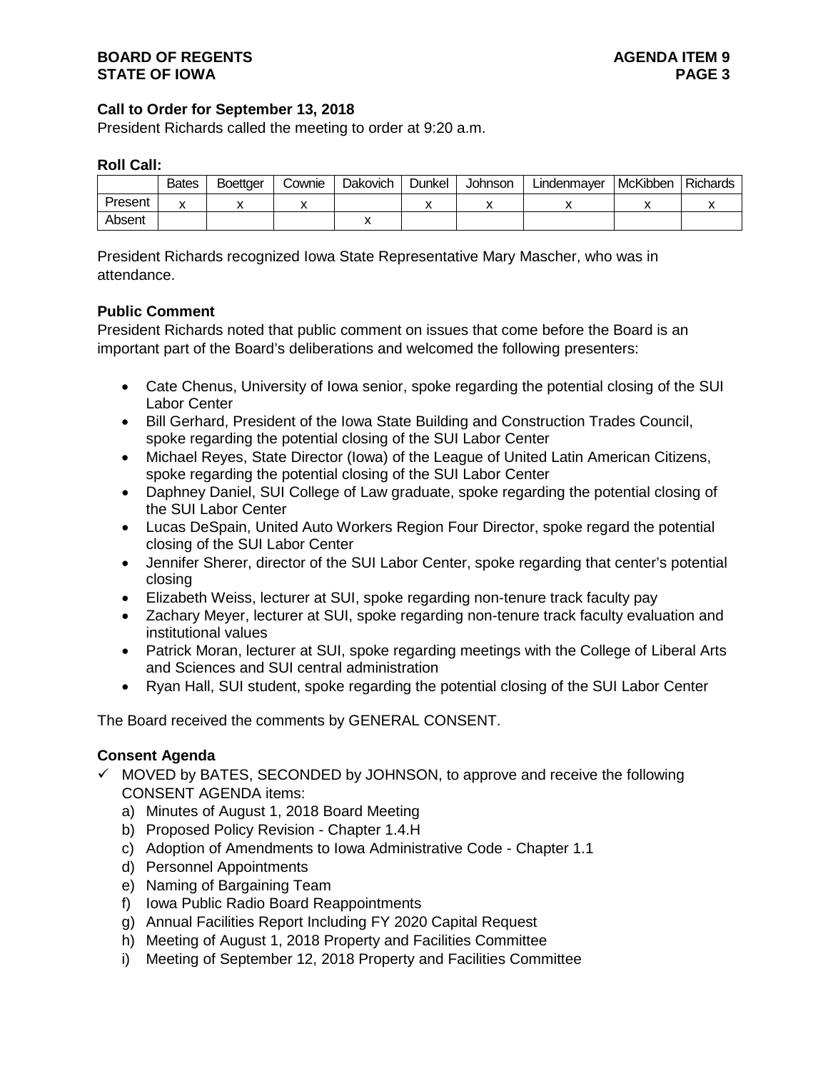**Call to Order for September 13, 2018**

President Richards called the meeting to order at 9:20 a.m.

**Roll Call:**

| | Bates | Boettger | Cownie | Dakovich | Dunkel | Johnson | Lindenmayer | McKibben | Richards |
|---|---|---|---|---|---|---|---|---|---|
| Present | x | x | x | | x | x | x | x | x |
| Absent | | | | x | | | | | |

President Richards recognized Iowa State Representative Mary Mascher, who was in attendance.

**Public Comment**

President Richards noted that public comment on issues that come before the Board is an important part of the Board's deliberations and welcomed the following presenters:

- Cate Chenus, University of Iowa senior, spoke regarding the potential closing of the SUI Labor Center
- Bill Gerhard, President of the Iowa State Building and Construction Trades Council, spoke regarding the potential closing of the SUI Labor Center
- Michael Reyes, State Director (Iowa) of the League of United Latin American Citizens, spoke regarding the potential closing of the SUI Labor Center
- Daphney Daniel, SUI College of Law graduate, spoke regarding the potential closing of the SUI Labor Center
- Lucas DeSpain, United Auto Workers Region Four Director, spoke regard the potential closing of the SUI Labor Center
- Jennifer Sherer, director of the SUI Labor Center, spoke regarding that center's potential closing
- Elizabeth Weiss, lecturer at SUI, spoke regarding non-tenure track faculty pay
- Zachary Meyer, lecturer at SUI, spoke regarding non-tenure track faculty evaluation and institutional values
- Patrick Moran, lecturer at SUI, spoke regarding meetings with the College of Liberal Arts and Sciences and SUI central administration
- Ryan Hall, SUI student, spoke regarding the potential closing of the SUI Labor Center

The Board received the comments by GENERAL CONSENT.

**Consent Agenda**

✓ MOVED by BATES, SECONDED by JOHNSON, to approve and receive the following CONSENT AGENDA items:

a) Minutes of August 1, 2018 Board Meeting
b) Proposed Policy Revision - Chapter 1.4.H
c) Adoption of Amendments to Iowa Administrative Code - Chapter 1.1
d) Personnel Appointments
e) Naming of Bargaining Team
f) Iowa Public Radio Board Reappointments
g) Annual Facilities Report Including FY 2020 Capital Request
h) Meeting of August 1, 2018 Property and Facilities Committee
i) Meeting of September 12, 2018 Property and Facilities Committee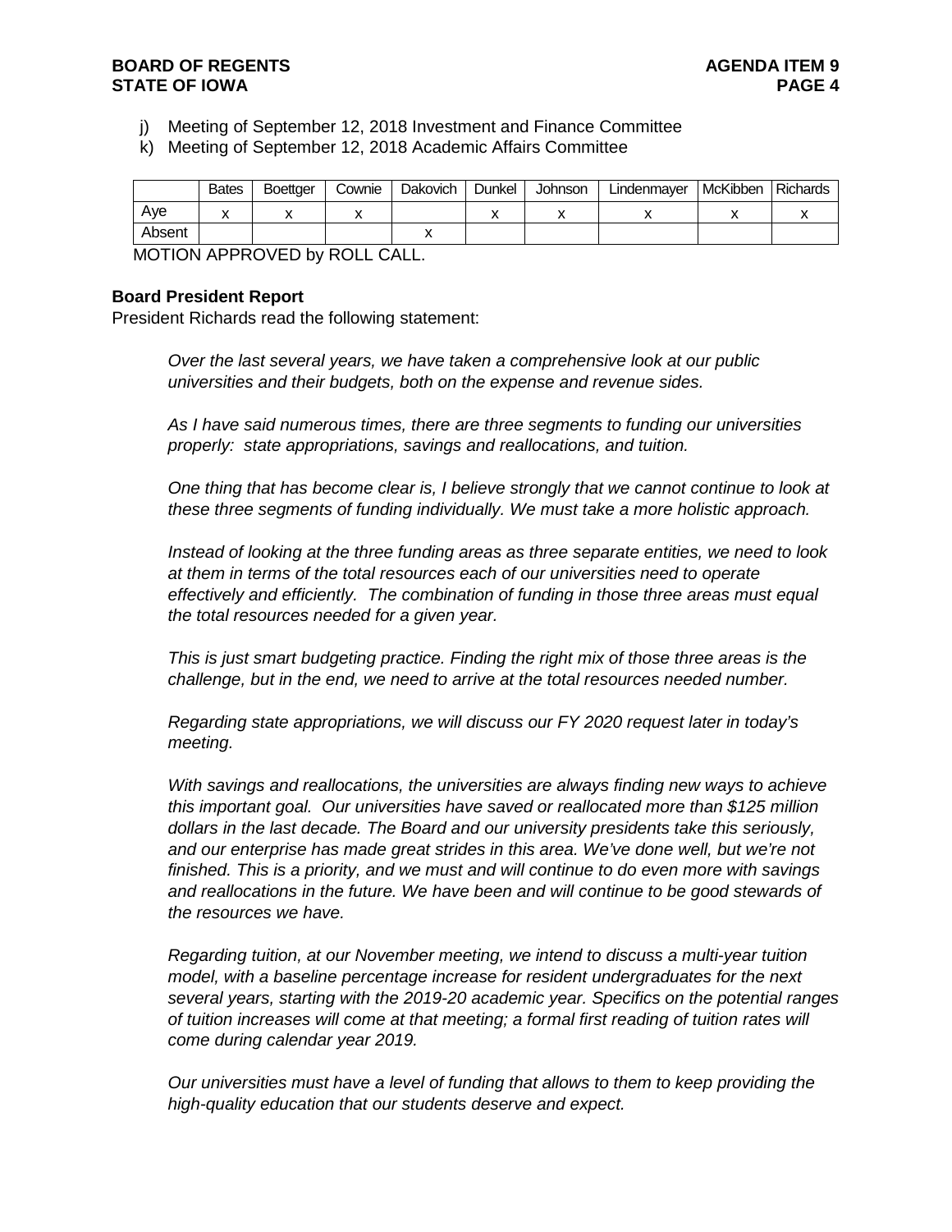j) Meeting of September 12, 2018 Investment and Finance Committee
k) Meeting of September 12, 2018 Academic Affairs Committee

| | Bates | Boettger | Cownie | Dakovich | Dunkel | Johnson | Lindenmayer | McKibben | Richards |
|---|---|---|---|---|---|---|---|---|---|
| Aye | x | x | x | | x | x | x | x | x |
| Absent | | | | x | | | | | |

MOTION APPROVED by ROLL CALL.

**Board President Report**

President Richards read the following statement:

*Over the last several years, we have taken a comprehensive look at our public universities and their budgets, both on the expense and revenue sides.*

*As I have said numerous times, there are three segments to funding our universities properly: state appropriations, savings and reallocations, and tuition.*

*One thing that has become clear is, I believe strongly that we cannot continue to look at these three segments of funding individually. We must take a more holistic approach.*

*Instead of looking at the three funding areas as three separate entities, we need to look at them in terms of the total resources each of our universities need to operate effectively and efficiently. The combination of funding in those three areas must equal the total resources needed for a given year.*

*This is just smart budgeting practice. Finding the right mix of those three areas is the challenge, but in the end, we need to arrive at the total resources needed number.*

*Regarding state appropriations, we will discuss our FY 2020 request later in today's meeting.*

*With savings and reallocations, the universities are always finding new ways to achieve this important goal. Our universities have saved or reallocated more than $125 million dollars in the last decade. The Board and our university presidents take this seriously, and our enterprise has made great strides in this area. We've done well, but we're not finished. This is a priority, and we must and will continue to do even more with savings and reallocations in the future. We have been and will continue to be good stewards of the resources we have.*

*Regarding tuition, at our November meeting, we intend to discuss a multi-year tuition model, with a baseline percentage increase for resident undergraduates for the next several years, starting with the 2019-20 academic year. Specifics on the potential ranges of tuition increases will come at that meeting; a formal first reading of tuition rates will come during calendar year 2019.*

*Our universities must have a level of funding that allows to them to keep providing the high-quality education that our students deserve and expect.*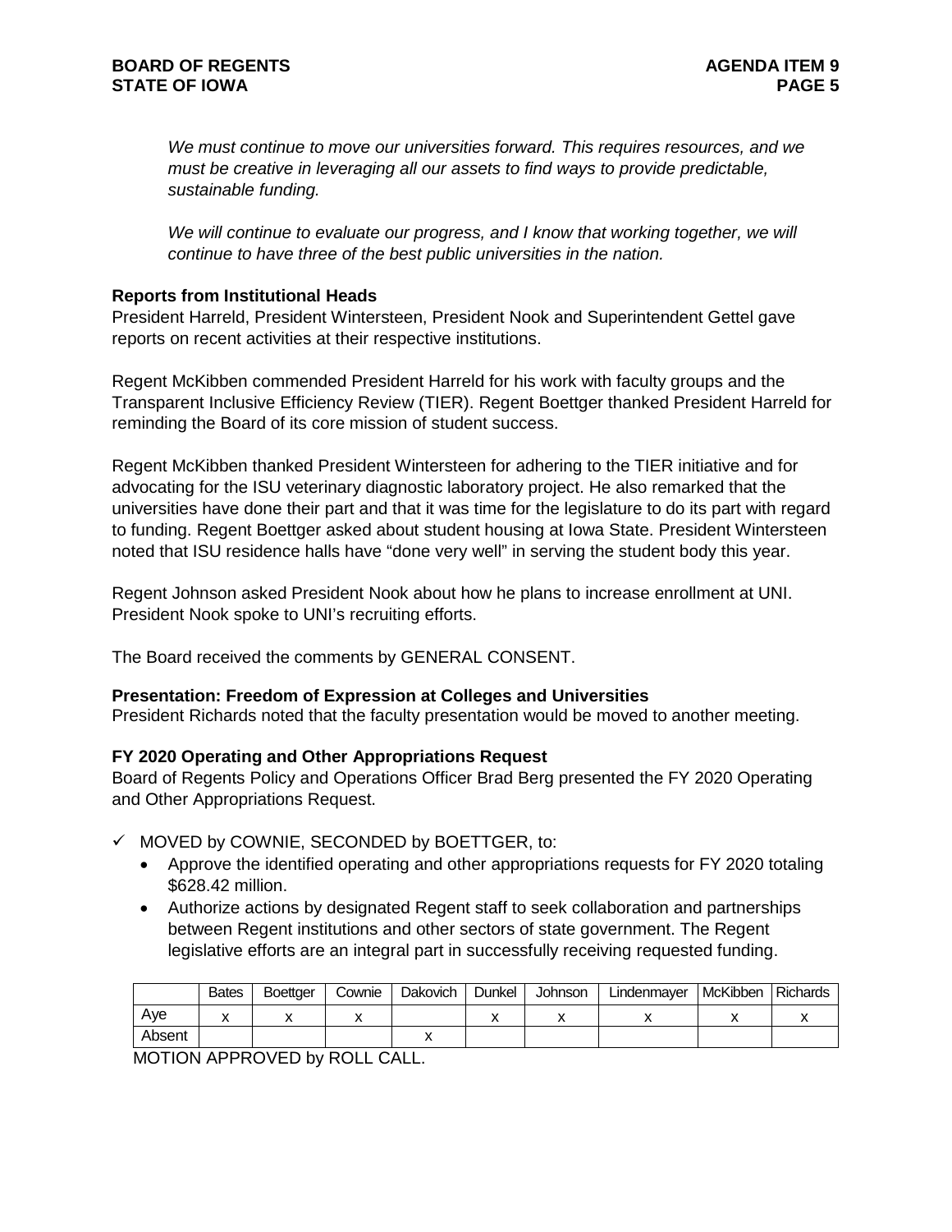*We must continue to move our universities forward. This requires resources, and we must be creative in leveraging all our assets to find ways to provide predictable, sustainable funding.*

*We will continue to evaluate our progress, and I know that working together, we will continue to have three of the best public universities in the nation.*

**Reports from Institutional Heads**
President Harreld, President Wintersteen, President Nook and Superintendent Gettel gave reports on recent activities at their respective institutions.

Regent McKibben commended President Harreld for his work with faculty groups and the Transparent Inclusive Efficiency Review (TIER). Regent Boettger thanked President Harreld for reminding the Board of its core mission of student success.

Regent McKibben thanked President Wintersteen for adhering to the TIER initiative and for advocating for the ISU veterinary diagnostic laboratory project. He also remarked that the universities have done their part and that it was time for the legislature to do its part with regard to funding. Regent Boettger asked about student housing at Iowa State. President Wintersteen noted that ISU residence halls have "done very well" in serving the student body this year.

Regent Johnson asked President Nook about how he plans to increase enrollment at UNI. President Nook spoke to UNI's recruiting efforts.

The Board received the comments by GENERAL CONSENT.

**Presentation: Freedom of Expression at Colleges and Universities**
President Richards noted that the faculty presentation would be moved to another meeting.

**FY 2020 Operating and Other Appropriations Request**
Board of Regents Policy and Operations Officer Brad Berg presented the FY 2020 Operating and Other Appropriations Request.

✓ MOVED by COWNIE, SECONDED by BOETTGER, to:
- Approve the identified operating and other appropriations requests for FY 2020 totaling $628.42 million.
- Authorize actions by designated Regent staff to seek collaboration and partnerships between Regent institutions and other sectors of state government. The Regent legislative efforts are an integral part in successfully receiving requested funding.

| | Bates | Boettger | Cownie | Dakovich | Dunkel | Johnson | Lindenmayer | McKibben | Richards |
|---|---|---|---|---|---|---|---|---|---|
| Aye | x | x | x | | x | x | x | x | x |
| Absent | | | | x | | | | | |

MOTION APPROVED by ROLL CALL.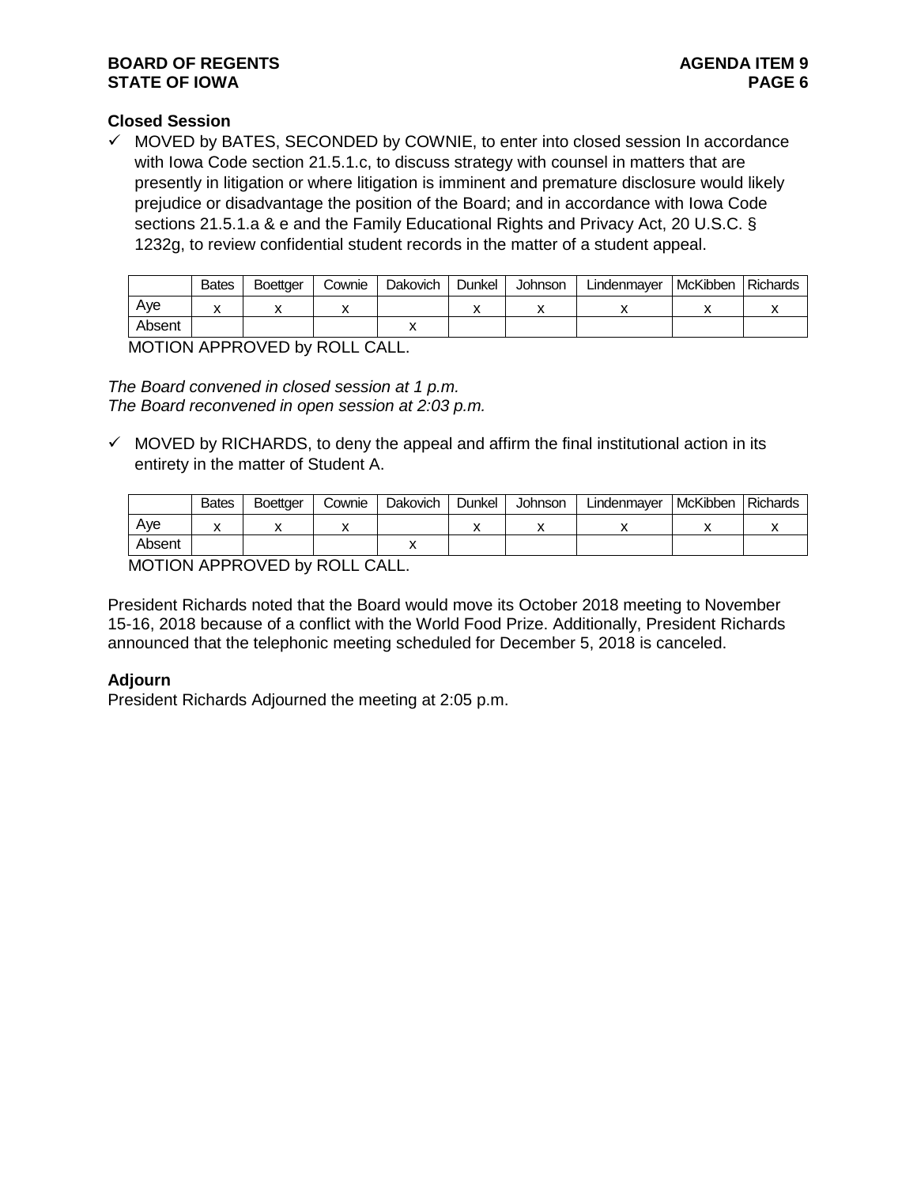### Closed Session

✓ MOVED by BATES, SECONDED by COWNIE, to enter into closed session In accordance with Iowa Code section 21.5.1.c, to discuss strategy with counsel in matters that are presently in litigation or where litigation is imminent and premature disclosure would likely prejudice or disadvantage the position of the Board; and in accordance with Iowa Code sections 21.5.1.a & e and the Family Educational Rights and Privacy Act, 20 U.S.C. § 1232g, to review confidential student records in the matter of a student appeal.

| | Bates | Boettger | Cownie | Dakovich | Dunkel | Johnson | Lindenmayer | McKibben | Richards |
|---|---|---|---|---|---|---|---|---|---|
| Aye | x | x | x | | x | x | x | x | x |
| Absent | | | | x | | | | | |

MOTION APPROVED by ROLL CALL.

*The Board convened in closed session at 1 p.m.*
*The Board reconvened in open session at 2:03 p.m.*

✓ MOVED by RICHARDS, to deny the appeal and affirm the final institutional action in its entirety in the matter of Student A.

| | Bates | Boettger | Cownie | Dakovich | Dunkel | Johnson | Lindenmayer | McKibben | Richards |
|---|---|---|---|---|---|---|---|---|---|
| Aye | x | x | x | | x | x | x | x | x |
| Absent | | | | x | | | | | |

MOTION APPROVED by ROLL CALL.

President Richards noted that the Board would move its October 2018 meeting to November 15-16, 2018 because of a conflict with the World Food Prize. Additionally, President Richards announced that the telephonic meeting scheduled for December 5, 2018 is canceled.

### Adjourn

President Richards Adjourned the meeting at 2:05 p.m.